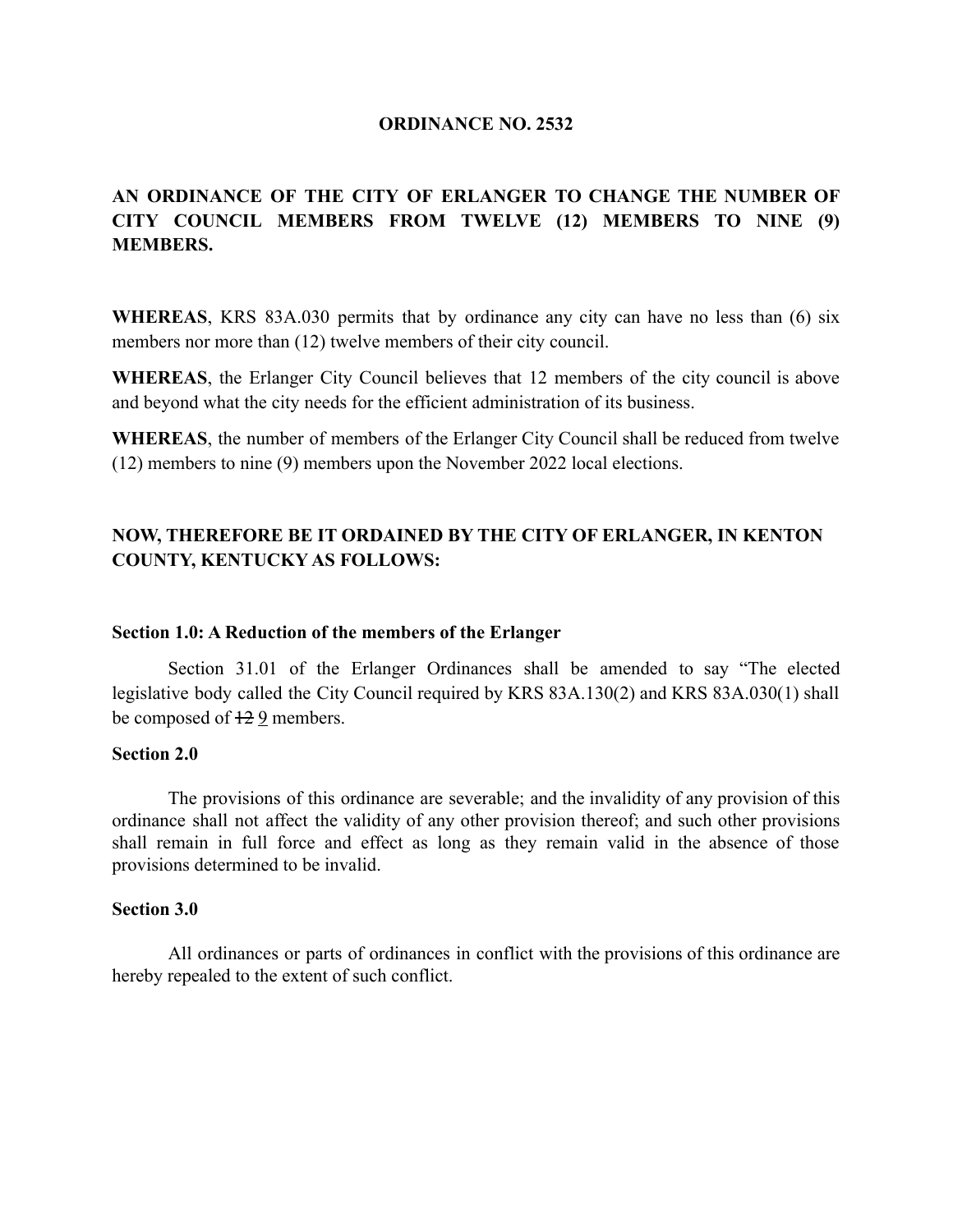**ORDINANCE NO. 2532**

**AN ORDINANCE OF THE CITY OF ERLANGER TO CHANGE THE NUMBER OF CITY COUNCIL MEMBERS FROM TWELVE (12) MEMBERS TO NINE (9) MEMBERS.**

**WHEREAS**, KRS 83A.030 permits that by ordinance any city can have no less than (6) six members nor more than (12) twelve members of their city council.

**WHEREAS**, the Erlanger City Council believes that 12 members of the city council is above and beyond what the city needs for the efficient administration of its business.

**WHEREAS**, the number of members of the Erlanger City Council shall be reduced from twelve (12) members to nine (9) members upon the November 2022 local elections.

**NOW, THEREFORE BE IT ORDAINED BY THE CITY OF ERLANGER, IN KENTON COUNTY, KENTUCKY AS FOLLOWS:**

**Section 1.0: A Reduction of the members of the Erlanger**

Section 31.01 of the Erlanger Ordinances shall be amended to say "The elected legislative body called the City Council required by KRS 83A.130(2) and KRS 83A.030(1) shall be composed of ~~12~~ <u>9</u> members.

**Section 2.0**

The provisions of this ordinance are severable; and the invalidity of any provision of this ordinance shall not affect the validity of any other provision thereof; and such other provisions shall remain in full force and effect as long as they remain valid in the absence of those provisions determined to be invalid.

**Section 3.0**

All ordinances or parts of ordinances in conflict with the provisions of this ordinance are hereby repealed to the extent of such conflict.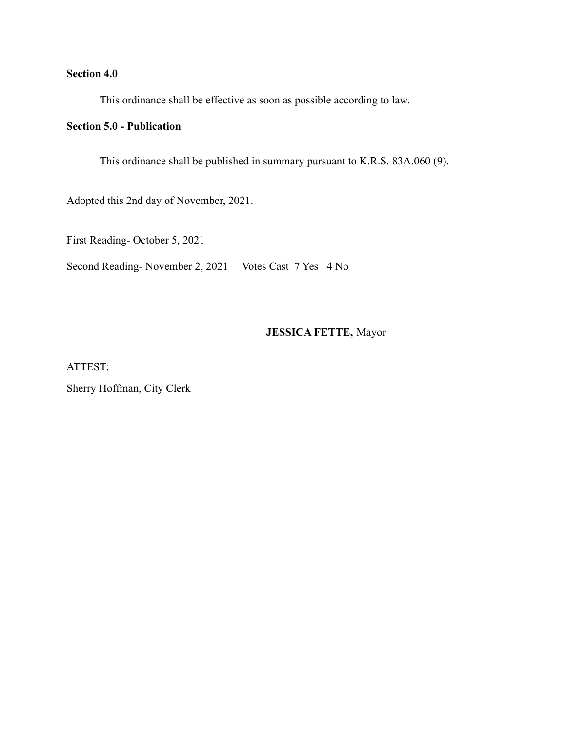**Section 4.0**

This ordinance shall be effective as soon as possible according to law.

**Section 5.0 - Publication**

This ordinance shall be published in summary pursuant to K.R.S. 83A.060 (9).

Adopted this 2nd day of November, 2021.

First Reading- October 5, 2021

Second Reading- November 2, 2021 Votes Cast 7 Yes 4 No

**JESSICA FETTE,** Mayor

ATTEST:

Sherry Hoffman, City Clerk